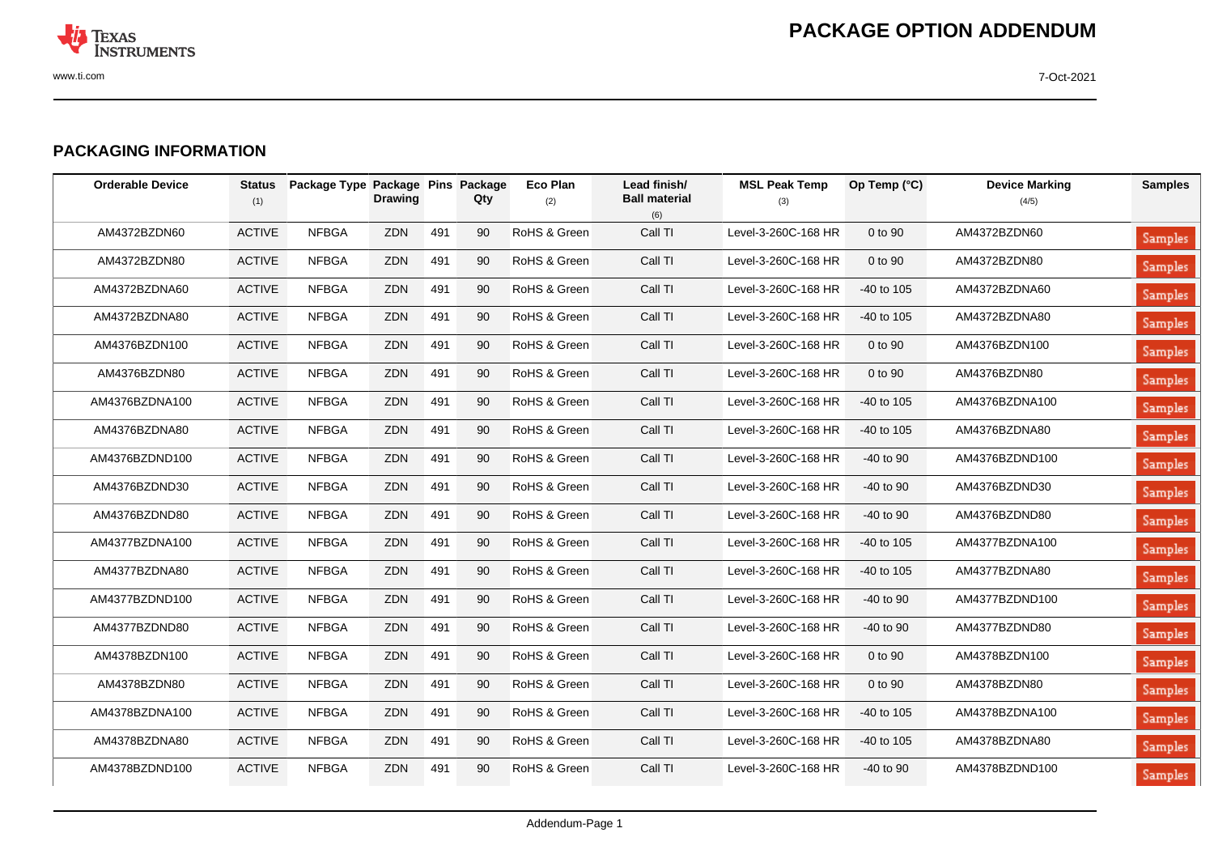# PACKAGE OPTION ADDENDUM

## PACKAGING INFORMATION

| Orderable Device | Status (1) | Package Type | Package Drawing | Pins | Package Qty | Eco Plan (2) | Lead finish/ Ball material (6) | MSL Peak Temp (3) | Op Temp (°C) | Device Marking (4/5) | Samples |
|---|---|---|---|---|---|---|---|---|---|---|---|
| AM4372BZDN60 | ACTIVE | NFBGA | ZDN | 491 | 90 | RoHS & Green | Call TI | Level-3-260C-168 HR | 0 to 90 | AM4372BZDN60 | Samples |
| AM4372BZDN80 | ACTIVE | NFBGA | ZDN | 491 | 90 | RoHS & Green | Call TI | Level-3-260C-168 HR | 0 to 90 | AM4372BZDN80 | Samples |
| AM4372BZDNA60 | ACTIVE | NFBGA | ZDN | 491 | 90 | RoHS & Green | Call TI | Level-3-260C-168 HR | -40 to 105 | AM4372BZDNA60 | Samples |
| AM4372BZDNA80 | ACTIVE | NFBGA | ZDN | 491 | 90 | RoHS & Green | Call TI | Level-3-260C-168 HR | -40 to 105 | AM4372BZDNA80 | Samples |
| AM4376BZDN100 | ACTIVE | NFBGA | ZDN | 491 | 90 | RoHS & Green | Call TI | Level-3-260C-168 HR | 0 to 90 | AM4376BZDN100 | Samples |
| AM4376BZDN80 | ACTIVE | NFBGA | ZDN | 491 | 90 | RoHS & Green | Call TI | Level-3-260C-168 HR | 0 to 90 | AM4376BZDN80 | Samples |
| AM4376BZDNA100 | ACTIVE | NFBGA | ZDN | 491 | 90 | RoHS & Green | Call TI | Level-3-260C-168 HR | -40 to 105 | AM4376BZDNA100 | Samples |
| AM4376BZDNA80 | ACTIVE | NFBGA | ZDN | 491 | 90 | RoHS & Green | Call TI | Level-3-260C-168 HR | -40 to 105 | AM4376BZDNA80 | Samples |
| AM4376BZDND100 | ACTIVE | NFBGA | ZDN | 491 | 90 | RoHS & Green | Call TI | Level-3-260C-168 HR | -40 to 90 | AM4376BZDND100 | Samples |
| AM4376BZDND30 | ACTIVE | NFBGA | ZDN | 491 | 90 | RoHS & Green | Call TI | Level-3-260C-168 HR | -40 to 90 | AM4376BZDND30 | Samples |
| AM4376BZDND80 | ACTIVE | NFBGA | ZDN | 491 | 90 | RoHS & Green | Call TI | Level-3-260C-168 HR | -40 to 90 | AM4376BZDND80 | Samples |
| AM4377BZDNA100 | ACTIVE | NFBGA | ZDN | 491 | 90 | RoHS & Green | Call TI | Level-3-260C-168 HR | -40 to 105 | AM4377BZDNA100 | Samples |
| AM4377BZDNA80 | ACTIVE | NFBGA | ZDN | 491 | 90 | RoHS & Green | Call TI | Level-3-260C-168 HR | -40 to 105 | AM4377BZDNA80 | Samples |
| AM4377BZDND100 | ACTIVE | NFBGA | ZDN | 491 | 90 | RoHS & Green | Call TI | Level-3-260C-168 HR | -40 to 90 | AM4377BZDND100 | Samples |
| AM4377BZDND80 | ACTIVE | NFBGA | ZDN | 491 | 90 | RoHS & Green | Call TI | Level-3-260C-168 HR | -40 to 90 | AM4377BZDND80 | Samples |
| AM4378BZDN100 | ACTIVE | NFBGA | ZDN | 491 | 90 | RoHS & Green | Call TI | Level-3-260C-168 HR | 0 to 90 | AM4378BZDN100 | Samples |
| AM4378BZDN80 | ACTIVE | NFBGA | ZDN | 491 | 90 | RoHS & Green | Call TI | Level-3-260C-168 HR | 0 to 90 | AM4378BZDN80 | Samples |
| AM4378BZDNA100 | ACTIVE | NFBGA | ZDN | 491 | 90 | RoHS & Green | Call TI | Level-3-260C-168 HR | -40 to 105 | AM4378BZDNA100 | Samples |
| AM4378BZDNA80 | ACTIVE | NFBGA | ZDN | 491 | 90 | RoHS & Green | Call TI | Level-3-260C-168 HR | -40 to 105 | AM4378BZDNA80 | Samples |
| AM4378BZDND100 | ACTIVE | NFBGA | ZDN | 491 | 90 | RoHS & Green | Call TI | Level-3-260C-168 HR | -40 to 90 | AM4378BZDND100 | Samples |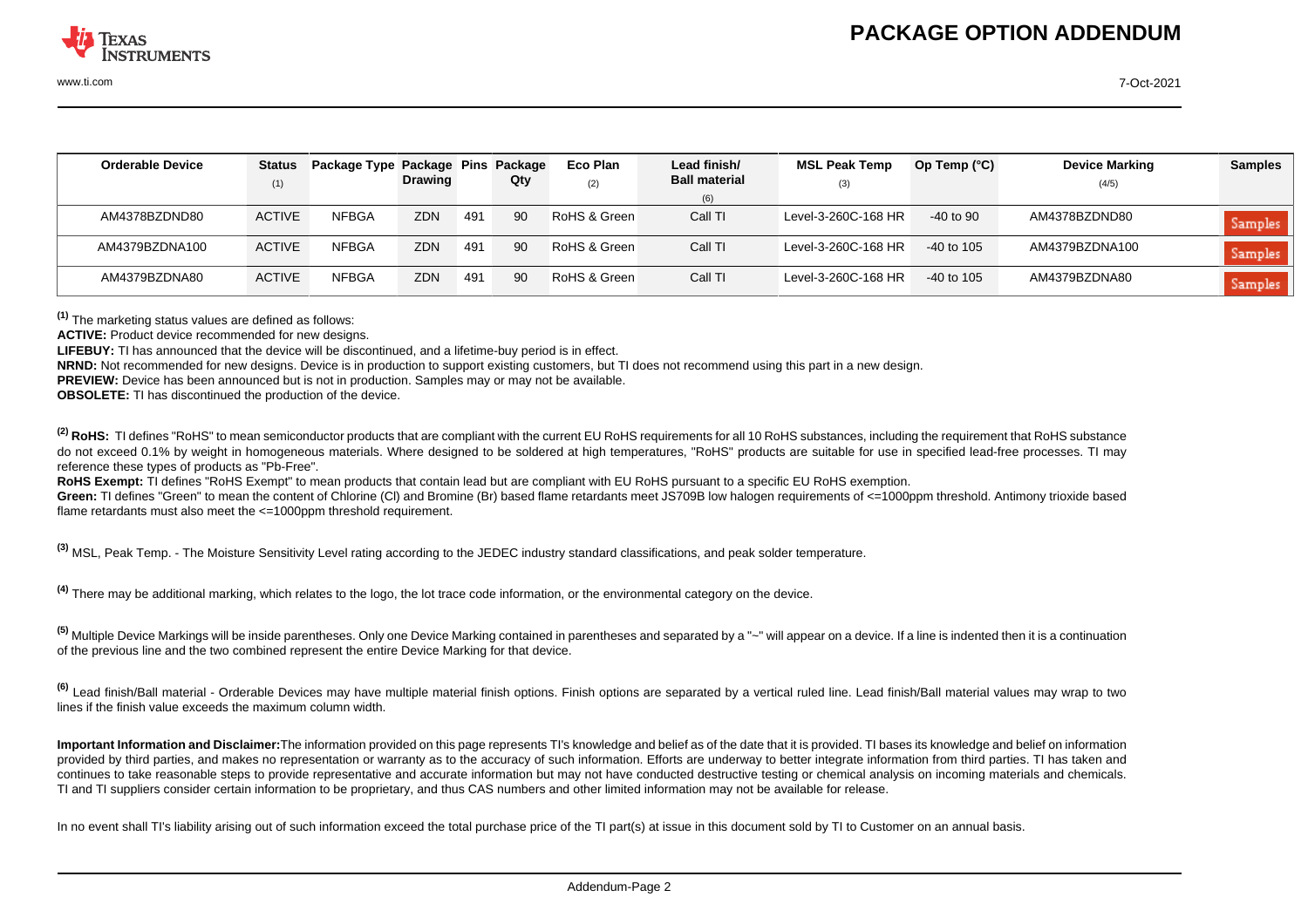# PACKAGE OPTION ADDENDUM

| Orderable Device | Status (1) | Package Type | Package Drawing | Pins | Package Qty | Eco Plan (2) | Lead finish/ Ball material (6) | MSL Peak Temp (3) | Op Temp (°C) | Device Marking (4/5) | Samples |
|---|---|---|---|---|---|---|---|---|---|---|---|
| AM4378BZDND80 | ACTIVE | NFBGA | ZDN | 491 | 90 | RoHS & Green | Call TI | Level-3-260C-168 HR | -40 to 90 | AM4378BZDND80 | Samples |
| AM4379BZDNA100 | ACTIVE | NFBGA | ZDN | 491 | 90 | RoHS & Green | Call TI | Level-3-260C-168 HR | -40 to 105 | AM4379BZDNA100 | Samples |
| AM4379BZDNA80 | ACTIVE | NFBGA | ZDN | 491 | 90 | RoHS & Green | Call TI | Level-3-260C-168 HR | -40 to 105 | AM4379BZDNA80 | Samples |

[1] The marketing status values are defined as follows:
**ACTIVE:** Product device recommended for new designs.
**LIFEBUY:** TI has announced that the device will be discontinued, and a lifetime-buy period is in effect.
**NRND:** Not recommended for new designs. Device is in production to support existing customers, but TI does not recommend using this part in a new design.
**PREVIEW:** Device has been announced but is not in production. Samples may or may not be available.
**OBSOLETE:** TI has discontinued the production of the device.

[2] **RoHS:** TI defines "RoHS" to mean semiconductor products that are compliant with the current EU RoHS requirements for all 10 RoHS substances, including the requirement that RoHS substance do not exceed 0.1% by weight in homogeneous materials. Where designed to be soldered at high temperatures, "RoHS" products are suitable for use in specified lead-free processes. TI may reference these types of products as "Pb-Free".
**RoHS Exempt:** TI defines "RoHS Exempt" to mean products that contain lead but are compliant with EU RoHS pursuant to a specific EU RoHS exemption.
**Green:** TI defines "Green" to mean the content of Chlorine (Cl) and Bromine (Br) based flame retardants meet JS709B low halogen requirements of <=1000ppm threshold. Antimony trioxide based flame retardants must also meet the <=1000ppm threshold requirement.

[3] MSL, Peak Temp. - The Moisture Sensitivity Level rating according to the JEDEC industry standard classifications, and peak solder temperature.

[4] There may be additional marking, which relates to the logo, the lot trace code information, or the environmental category on the device.

[5] Multiple Device Markings will be inside parentheses. Only one Device Marking contained in parentheses and separated by a "~" will appear on a device. If a line is indented then it is a continuation of the previous line and the two combined represent the entire Device Marking for that device.

[6] Lead finish/Ball material - Orderable Devices may have multiple material finish options. Finish options are separated by a vertical ruled line. Lead finish/Ball material values may wrap to two lines if the finish value exceeds the maximum column width.

**Important Information and Disclaimer:**The information provided on this page represents TI's knowledge and belief as of the date that it is provided. TI bases its knowledge and belief on information provided by third parties, and makes no representation or warranty as to the accuracy of such information. Efforts are underway to better integrate information from third parties. TI has taken and continues to take reasonable steps to provide representative and accurate information but may not have conducted destructive testing or chemical analysis on incoming materials and chemicals. TI and TI suppliers consider certain information to be proprietary, and thus CAS numbers and other limited information may not be available for release.

In no event shall TI's liability arising out of such information exceed the total purchase price of the TI part(s) at issue in this document sold by TI to Customer on an annual basis.